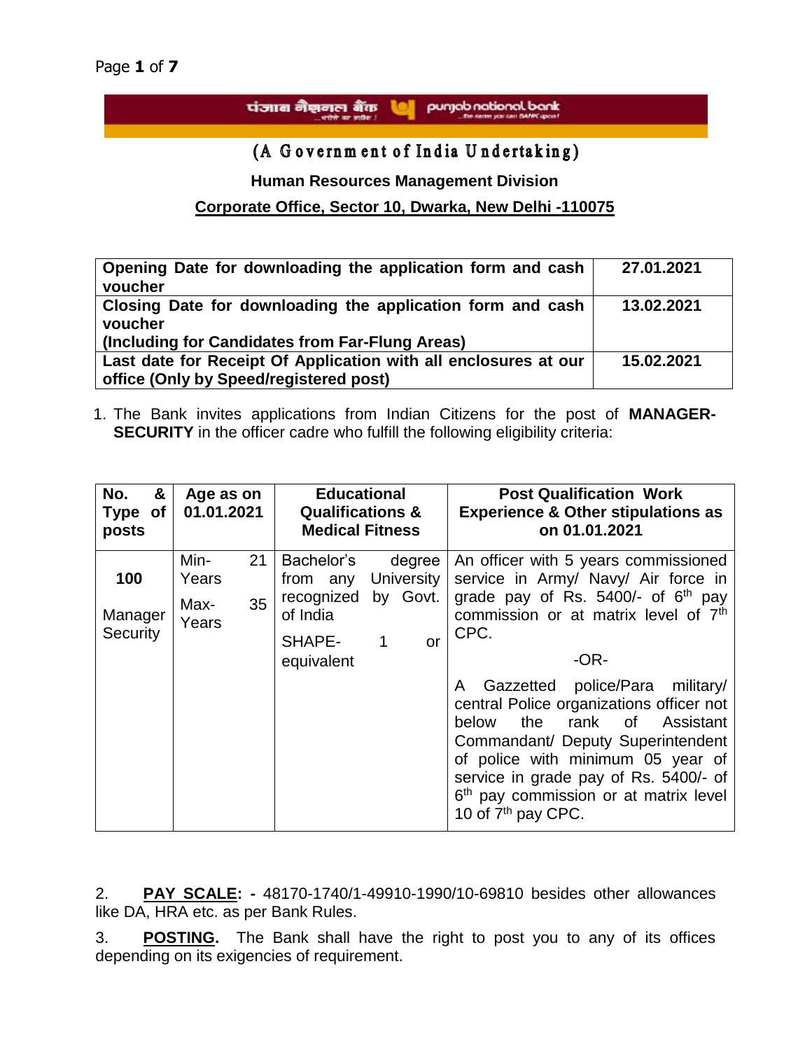पंजाब नैशनल बैंक — punjab national bank

(A Government of India Undertaking)

**Human Resources Management Division**

**Corporate Office, Sector 10, Dwarka, New Delhi -110075**

| | |
|---|---|
| **Opening Date for downloading the application form and cash voucher** | **27.01.2021** |
| **Closing Date for downloading the application form and cash voucher (Including for Candidates from Far-Flung Areas)** | **13.02.2021** |
| **Last date for Receipt Of Application with all enclosures at our office (Only by Speed/registered post)** | **15.02.2021** |

1. The Bank invites applications from Indian Citizens for the post of **MANAGER-SECURITY** in the officer cadre who fulfill the following eligibility criteria:

| **No. & Type of posts** | **Age as on 01.01.2021** | **Educational Qualifications & Medical Fitness** | **Post Qualification Work Experience & Other stipulations as on 01.01.2021** |
|---|---|---|---|
| **100** Manager Security | Min- 21 Years Max- 35 Years | Bachelor's degree from any University recognized by Govt. of India SHAPE- 1 or equivalent | An officer with 5 years commissioned service in Army/ Navy/ Air force in grade pay of Rs. 5400/- of 6th pay commission or at matrix level of 7th CPC. -OR- A Gazzetted police/Para military/ central Police organizations officer not below the rank of Assistant Commandant/ Deputy Superintendent of police with minimum 05 year of service in grade pay of Rs. 5400/- of 6th pay commission or at matrix level 10 of 7th pay CPC. |

2. **PAY SCALE: -** 48170-1740/1-49910-1990/10-69810 besides other allowances like DA, HRA etc. as per Bank Rules.

3. **POSTING.** The Bank shall have the right to post you to any of its offices depending on its exigencies of requirement.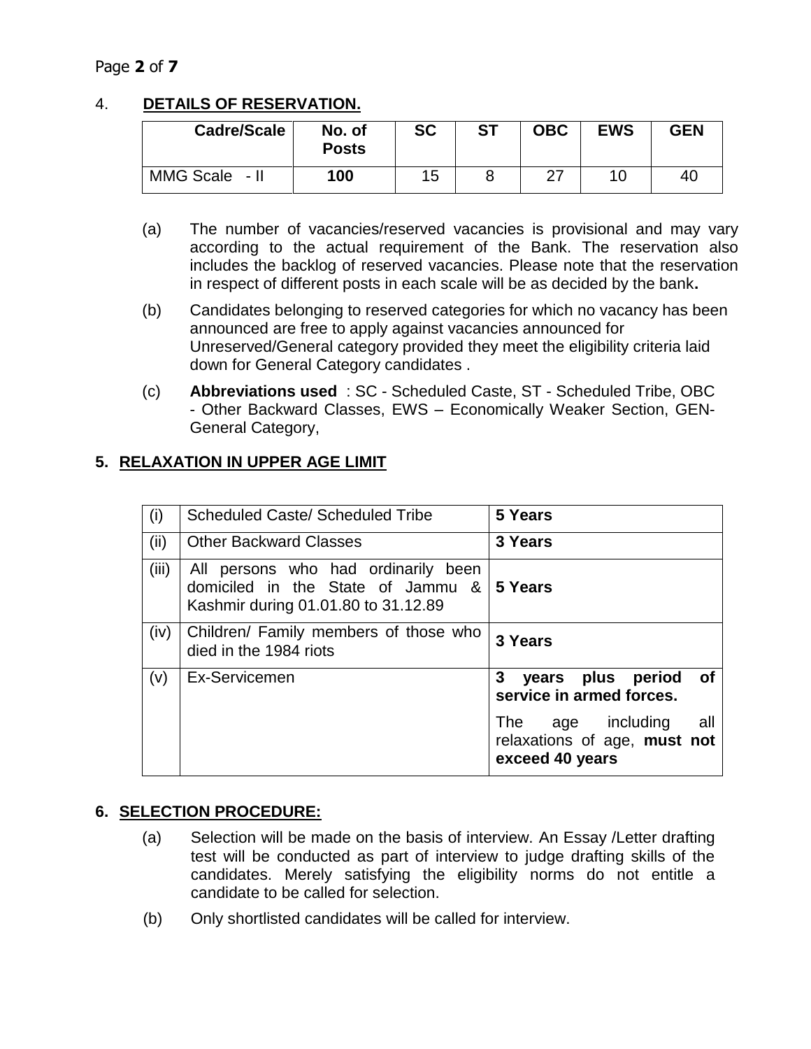4. **DETAILS OF RESERVATION.**

| Cadre/Scale | No. of Posts | SC | ST | OBC | EWS | GEN |
|---|---|---|---|---|---|---|
| MMG Scale - II | **100** | 15 | 8 | 27 | 10 | 40 |

(a) The number of vacancies/reserved vacancies is provisional and may vary according to the actual requirement of the Bank. The reservation also includes the backlog of reserved vacancies. Please note that the reservation in respect of different posts in each scale will be as decided by the bank**.**

(b) Candidates belonging to reserved categories for which no vacancy has been announced are free to apply against vacancies announced for Unreserved/General category provided they meet the eligibility criteria laid down for General Category candidates .

(c) **Abbreviations used** : SC - Scheduled Caste, ST - Scheduled Tribe, OBC - Other Backward Classes, EWS – Economically Weaker Section, GEN- General Category,

## 5. RELAXATION IN UPPER AGE LIMIT

| | | |
|---|---|---|
| (i) | Scheduled Caste/ Scheduled Tribe | **5 Years** |
| (ii) | Other Backward Classes | **3 Years** |
| (iii) | All persons who had ordinarily been domiciled in the State of Jammu & Kashmir during 01.01.80 to 31.12.89 | **5 Years** |
| (iv) | Children/ Family members of those who died in the 1984 riots | **3 Years** |
| (v) | Ex-Servicemen | **3 years plus period of service in armed forces.** The age including all relaxations of age, **must not exceed 40 years** |

## 6. SELECTION PROCEDURE:

(a) Selection will be made on the basis of interview. An Essay /Letter drafting test will be conducted as part of interview to judge drafting skills of the candidates. Merely satisfying the eligibility norms do not entitle a candidate to be called for selection.

(b) Only shortlisted candidates will be called for interview.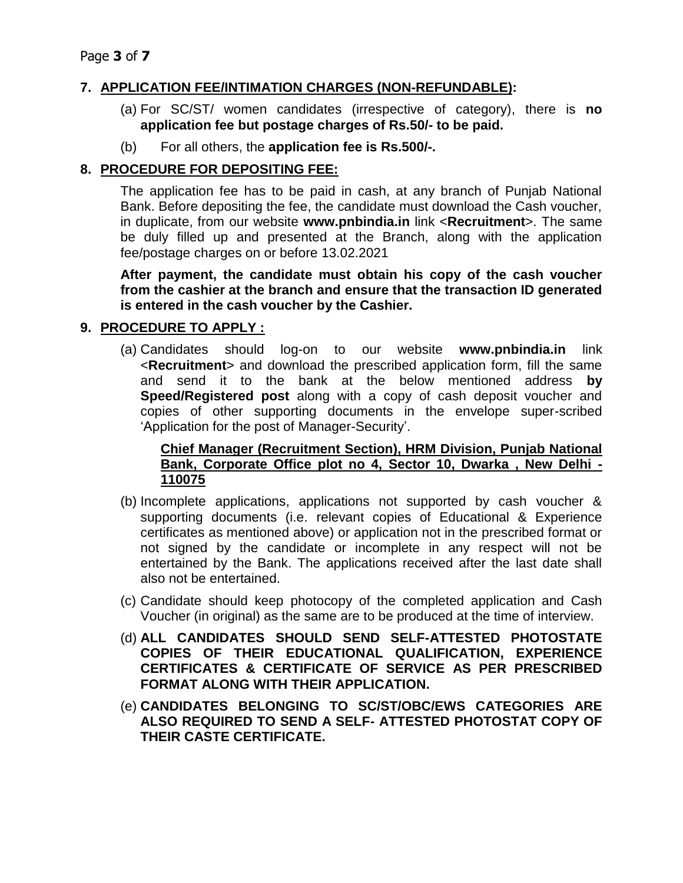## 7. APPLICATION FEE/INTIMATION CHARGES (NON-REFUNDABLE):

(a) For SC/ST/ women candidates (irrespective of category), there is **no application fee but postage charges of Rs.50/- to be paid.**

(b) For all others, the **application fee is Rs.500/-.**

## 8. PROCEDURE FOR DEPOSITING FEE:

The application fee has to be paid in cash, at any branch of Punjab National Bank. Before depositing the fee, the candidate must download the Cash voucher, in duplicate, from our website **www.pnbindia.in** link <**Recruitment**>. The same be duly filled up and presented at the Branch, along with the application fee/postage charges on or before 13.02.2021

**After payment, the candidate must obtain his copy of the cash voucher from the cashier at the branch and ensure that the transaction ID generated is entered in the cash voucher by the Cashier.**

## 9. PROCEDURE TO APPLY :

(a) Candidates should log-on to our website **www.pnbindia.in** link <**Recruitment**> and download the prescribed application form, fill the same and send it to the bank at the below mentioned address **by Speed/Registered post** along with a copy of cash deposit voucher and copies of other supporting documents in the envelope super-scribed 'Application for the post of Manager-Security'.

**Chief Manager (Recruitment Section), HRM Division, Punjab National Bank, Corporate Office plot no 4, Sector 10, Dwarka , New Delhi - 110075**

(b) Incomplete applications, applications not supported by cash voucher & supporting documents (i.e. relevant copies of Educational & Experience certificates as mentioned above) or application not in the prescribed format or not signed by the candidate or incomplete in any respect will not be entertained by the Bank. The applications received after the last date shall also not be entertained.

(c) Candidate should keep photocopy of the completed application and Cash Voucher (in original) as the same are to be produced at the time of interview.

(d) **ALL CANDIDATES SHOULD SEND SELF-ATTESTED PHOTOSTATE COPIES OF THEIR EDUCATIONAL QUALIFICATION, EXPERIENCE CERTIFICATES & CERTIFICATE OF SERVICE AS PER PRESCRIBED FORMAT ALONG WITH THEIR APPLICATION.**

(e) **CANDIDATES BELONGING TO SC/ST/OBC/EWS CATEGORIES ARE ALSO REQUIRED TO SEND A SELF- ATTESTED PHOTOSTAT COPY OF THEIR CASTE CERTIFICATE.**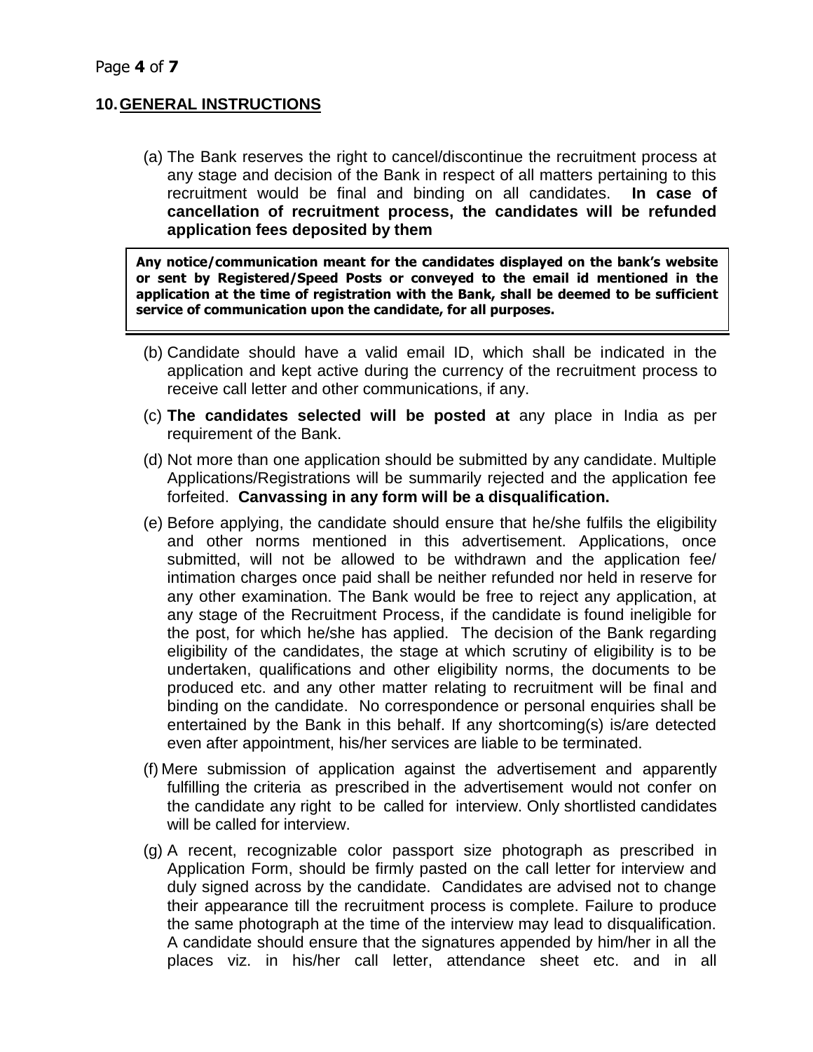## 10. GENERAL INSTRUCTIONS

(a) The Bank reserves the right to cancel/discontinue the recruitment process at any stage and decision of the Bank in respect of all matters pertaining to this recruitment would be final and binding on all candidates. **In case of cancellation of recruitment process, the candidates will be refunded application fees deposited by them**

**Any notice/communication meant for the candidates displayed on the bank's website or sent by Registered/Speed Posts or conveyed to the email id mentioned in the application at the time of registration with the Bank, shall be deemed to be sufficient service of communication upon the candidate, for all purposes.**

(b) Candidate should have a valid email ID, which shall be indicated in the application and kept active during the currency of the recruitment process to receive call letter and other communications, if any.

(c) **The candidates selected will be posted at** any place in India as per requirement of the Bank.

(d) Not more than one application should be submitted by any candidate. Multiple Applications/Registrations will be summarily rejected and the application fee forfeited. **Canvassing in any form will be a disqualification.**

(e) Before applying, the candidate should ensure that he/she fulfils the eligibility and other norms mentioned in this advertisement. Applications, once submitted, will not be allowed to be withdrawn and the application fee/ intimation charges once paid shall be neither refunded nor held in reserve for any other examination. The Bank would be free to reject any application, at any stage of the Recruitment Process, if the candidate is found ineligible for the post, for which he/she has applied. The decision of the Bank regarding eligibility of the candidates, the stage at which scrutiny of eligibility is to be undertaken, qualifications and other eligibility norms, the documents to be produced etc. and any other matter relating to recruitment will be final and binding on the candidate. No correspondence or personal enquiries shall be entertained by the Bank in this behalf. If any shortcoming(s) is/are detected even after appointment, his/her services are liable to be terminated.

(f) Mere submission of application against the advertisement and apparently fulfilling the criteria as prescribed in the advertisement would not confer on the candidate any right to be called for interview. Only shortlisted candidates will be called for interview.

(g) A recent, recognizable color passport size photograph as prescribed in Application Form, should be firmly pasted on the call letter for interview and duly signed across by the candidate. Candidates are advised not to change their appearance till the recruitment process is complete. Failure to produce the same photograph at the time of the interview may lead to disqualification. A candidate should ensure that the signatures appended by him/her in all the places viz. in his/her call letter, attendance sheet etc. and in all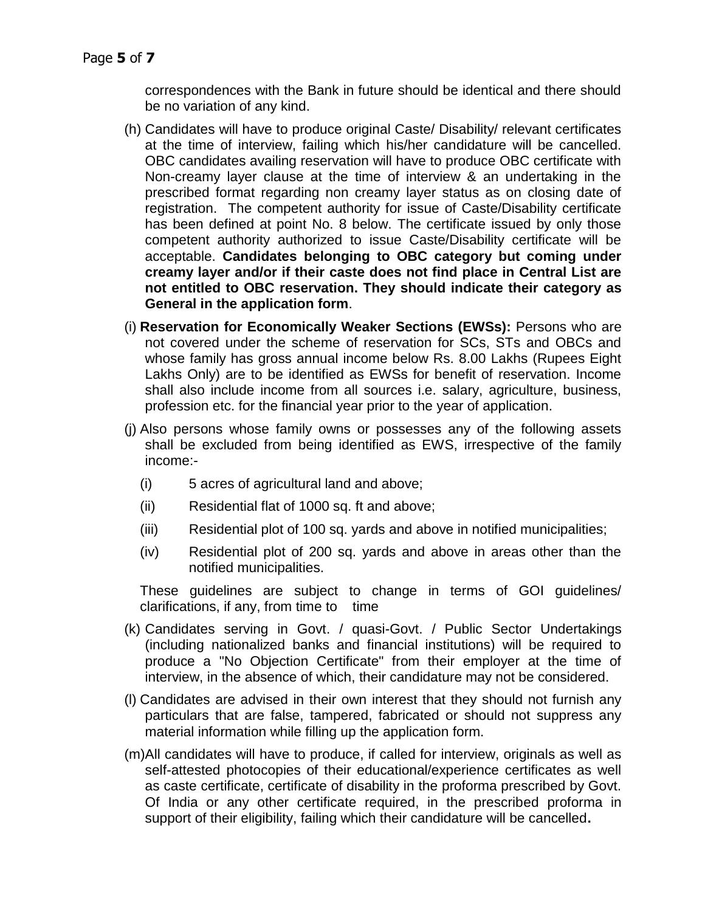correspondences with the Bank in future should be identical and there should be no variation of any kind.

(h) Candidates will have to produce original Caste/ Disability/ relevant certificates at the time of interview, failing which his/her candidature will be cancelled. OBC candidates availing reservation will have to produce OBC certificate with Non-creamy layer clause at the time of interview & an undertaking in the prescribed format regarding non creamy layer status as on closing date of registration. The competent authority for issue of Caste/Disability certificate has been defined at point No. 8 below. The certificate issued by only those competent authority authorized to issue Caste/Disability certificate will be acceptable. **Candidates belonging to OBC category but coming under creamy layer and/or if their caste does not find place in Central List are not entitled to OBC reservation. They should indicate their category as General in the application form**.

(i) **Reservation for Economically Weaker Sections (EWSs):** Persons who are not covered under the scheme of reservation for SCs, STs and OBCs and whose family has gross annual income below Rs. 8.00 Lakhs (Rupees Eight Lakhs Only) are to be identified as EWSs for benefit of reservation. Income shall also include income from all sources i.e. salary, agriculture, business, profession etc. for the financial year prior to the year of application.

(j) Also persons whose family owns or possesses any of the following assets shall be excluded from being identified as EWS, irrespective of the family income:-

   (i) 5 acres of agricultural land and above;

   (ii) Residential flat of 1000 sq. ft and above;

   (iii) Residential plot of 100 sq. yards and above in notified municipalities;

   (iv) Residential plot of 200 sq. yards and above in areas other than the notified municipalities.

   These guidelines are subject to change in terms of GOI guidelines/ clarifications, if any, from time to time

(k) Candidates serving in Govt. / quasi-Govt. / Public Sector Undertakings (including nationalized banks and financial institutions) will be required to produce a "No Objection Certificate" from their employer at the time of interview, in the absence of which, their candidature may not be considered.

(l) Candidates are advised in their own interest that they should not furnish any particulars that are false, tampered, fabricated or should not suppress any material information while filling up the application form.

(m) All candidates will have to produce, if called for interview, originals as well as self-attested photocopies of their educational/experience certificates as well as caste certificate, certificate of disability in the proforma prescribed by Govt. Of India or any other certificate required, in the prescribed proforma in support of their eligibility, failing which their candidature will be cancelled**.**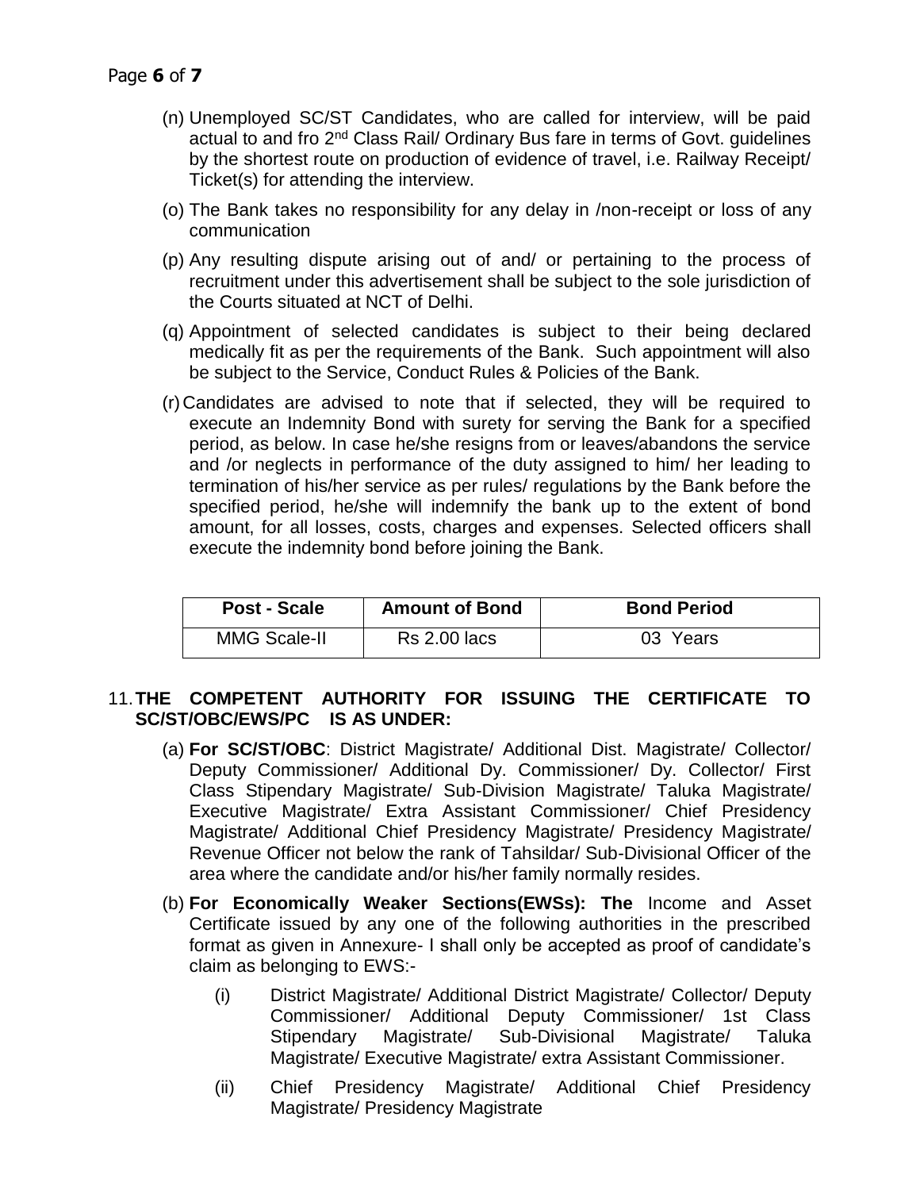(n) Unemployed SC/ST Candidates, who are called for interview, will be paid actual to and fro 2nd Class Rail/ Ordinary Bus fare in terms of Govt. guidelines by the shortest route on production of evidence of travel, i.e. Railway Receipt/ Ticket(s) for attending the interview.

(o) The Bank takes no responsibility for any delay in /non-receipt or loss of any communication

(p) Any resulting dispute arising out of and/ or pertaining to the process of recruitment under this advertisement shall be subject to the sole jurisdiction of the Courts situated at NCT of Delhi.

(q) Appointment of selected candidates is subject to their being declared medically fit as per the requirements of the Bank. Such appointment will also be subject to the Service, Conduct Rules & Policies of the Bank.

(r) Candidates are advised to note that if selected, they will be required to execute an Indemnity Bond with surety for serving the Bank for a specified period, as below. In case he/she resigns from or leaves/abandons the service and /or neglects in performance of the duty assigned to him/ her leading to termination of his/her service as per rules/ regulations by the Bank before the specified period, he/she will indemnify the bank up to the extent of bond amount, for all losses, costs, charges and expenses. Selected officers shall execute the indemnity bond before joining the Bank.

| Post - Scale | Amount of Bond | Bond Period |
|---|---|---|
| MMG Scale-II | Rs 2.00 lacs | 03 Years |

11. **THE COMPETENT AUTHORITY FOR ISSUING THE CERTIFICATE TO SC/ST/OBC/EWS/PC IS AS UNDER:**

(a) **For SC/ST/OBC**: District Magistrate/ Additional Dist. Magistrate/ Collector/ Deputy Commissioner/ Additional Dy. Commissioner/ Dy. Collector/ First Class Stipendary Magistrate/ Sub-Division Magistrate/ Taluka Magistrate/ Executive Magistrate/ Extra Assistant Commissioner/ Chief Presidency Magistrate/ Additional Chief Presidency Magistrate/ Presidency Magistrate/ Revenue Officer not below the rank of Tahsildar/ Sub-Divisional Officer of the area where the candidate and/or his/her family normally resides.

(b) **For Economically Weaker Sections(EWSs): The** Income and Asset Certificate issued by any one of the following authorities in the prescribed format as given in Annexure- I shall only be accepted as proof of candidate's claim as belonging to EWS:-

   (i) District Magistrate/ Additional District Magistrate/ Collector/ Deputy Commissioner/ Additional Deputy Commissioner/ 1st Class Stipendary Magistrate/ Sub-Divisional Magistrate/ Taluka Magistrate/ Executive Magistrate/ extra Assistant Commissioner.

   (ii) Chief Presidency Magistrate/ Additional Chief Presidency Magistrate/ Presidency Magistrate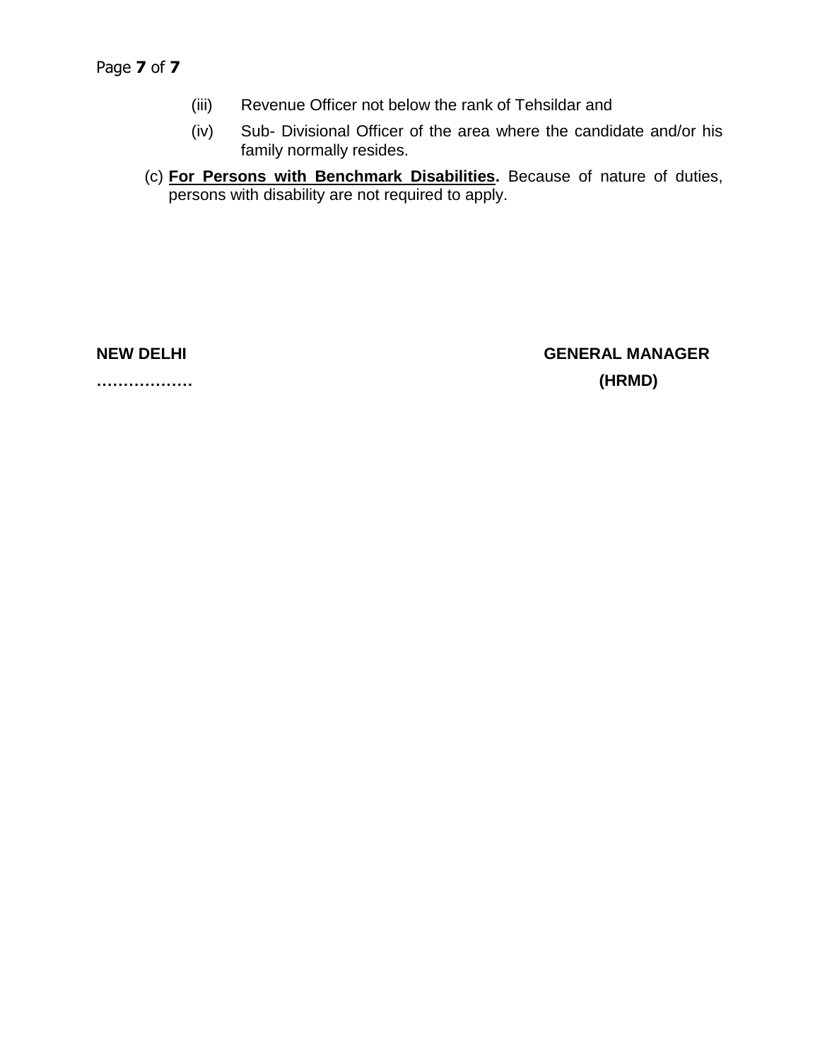(iii) Revenue Officer not below the rank of Tehsildar and

(iv) Sub- Divisional Officer of the area where the candidate and/or his family normally resides.

(c) **For Persons with Benchmark Disabilities.** Because of nature of duties, persons with disability are not required to apply.

**NEW DELHI** **GENERAL MANAGER**

**………………** **(HRMD)**